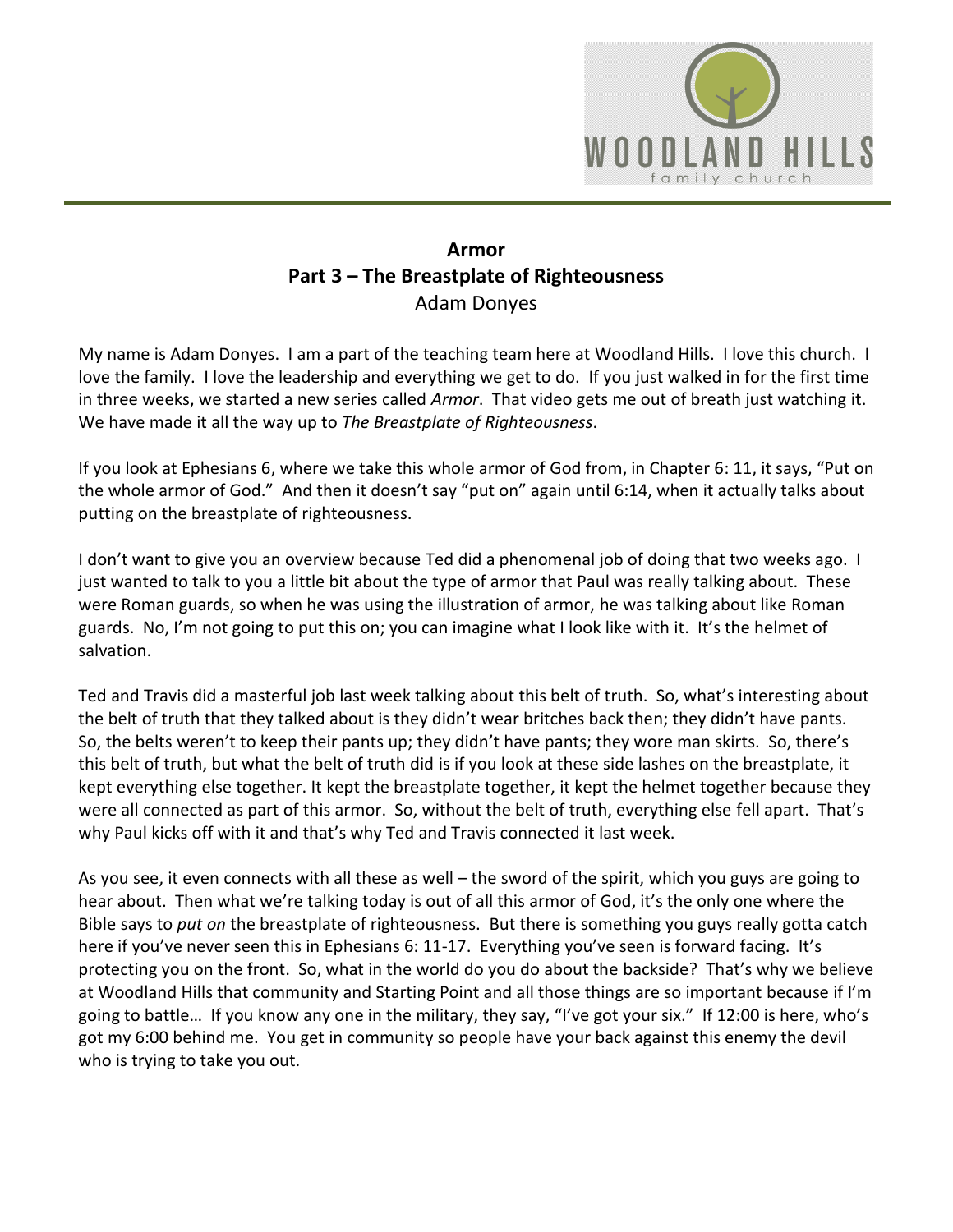# Armor

## Part 3 – The Breastplate of Righteousness

Adam Donyes

My name is Adam Donyes. I am a part of the teaching team here at Woodland Hills. I love this church. I love the family. I love the leadership and everything we get to do. If you just walked in for the first time in three weeks, we started a new series called *Armor*. That video gets me out of breath just watching it. We have made it all the way up to *The Breastplate of Righteousness*.

If you look at Ephesians 6, where we take this whole armor of God from, in Chapter 6: 11, it says, "Put on the whole armor of God." And then it doesn't say "put on" again until 6:14, when it actually talks about putting on the breastplate of righteousness.

I don't want to give you an overview because Ted did a phenomenal job of doing that two weeks ago. I just wanted to talk to you a little bit about the type of armor that Paul was really talking about. These were Roman guards, so when he was using the illustration of armor, he was talking about like Roman guards. No, I'm not going to put this on; you can imagine what I look like with it. It's the helmet of salvation.

Ted and Travis did a masterful job last week talking about this belt of truth. So, what's interesting about the belt of truth that they talked about is they didn't wear britches back then; they didn't have pants. So, the belts weren't to keep their pants up; they didn't have pants; they wore man skirts. So, there's this belt of truth, but what the belt of truth did is if you look at these side lashes on the breastplate, it kept everything else together. It kept the breastplate together, it kept the helmet together because they were all connected as part of this armor. So, without the belt of truth, everything else fell apart. That's why Paul kicks off with it and that's why Ted and Travis connected it last week.

As you see, it even connects with all these as well – the sword of the spirit, which you guys are going to hear about. Then what we're talking today is out of all this armor of God, it's the only one where the Bible says to *put on* the breastplate of righteousness. But there is something you guys really gotta catch here if you've never seen this in Ephesians 6: 11-17. Everything you've seen is forward facing. It's protecting you on the front. So, what in the world do you do about the backside? That's why we believe at Woodland Hills that community and Starting Point and all those things are so important because if I'm going to battle… If you know any one in the military, they say, "I've got your six." If 12:00 is here, who's got my 6:00 behind me. You get in community so people have your back against this enemy the devil who is trying to take you out.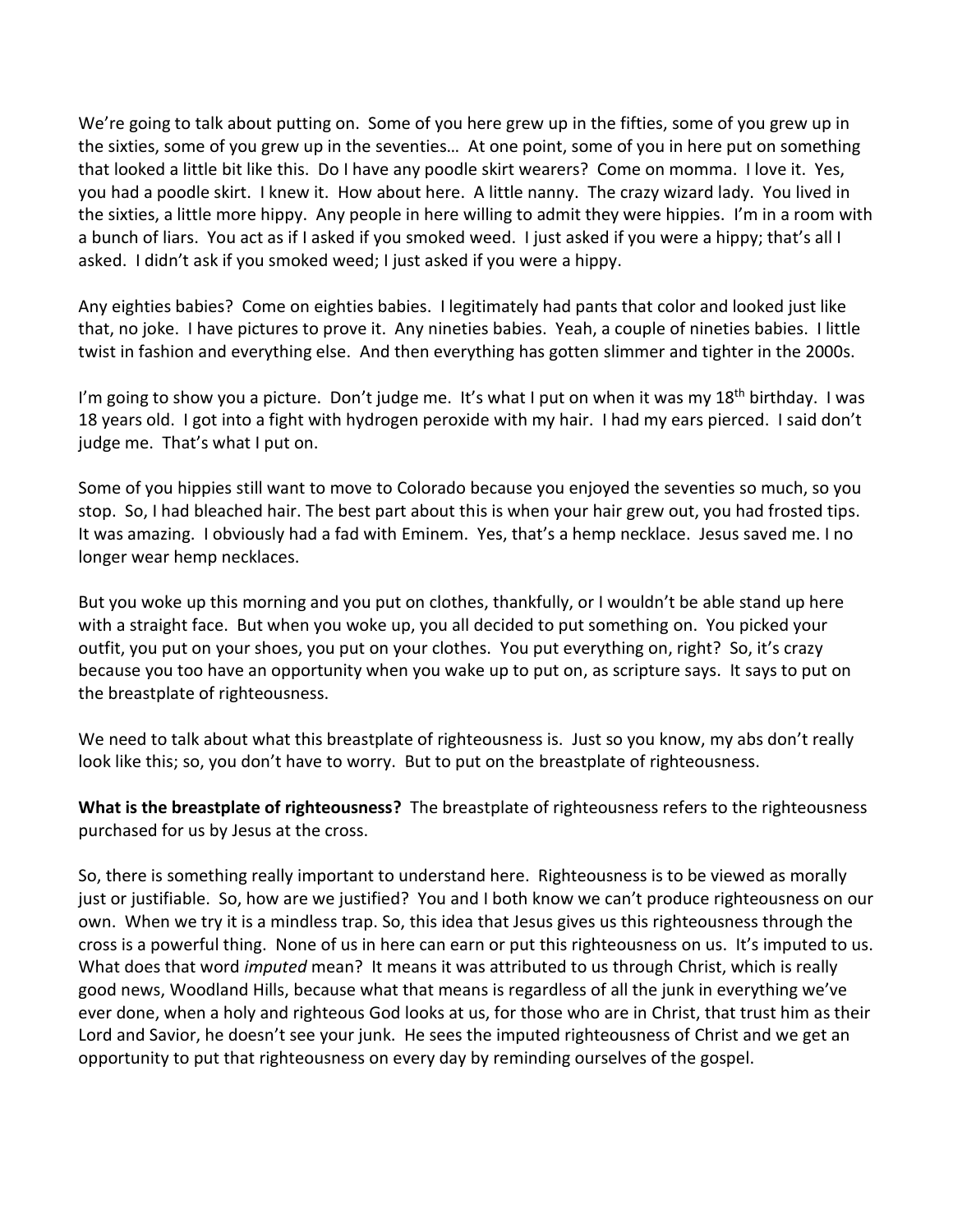We're going to talk about putting on. Some of you here grew up in the fifties, some of you grew up in the sixties, some of you grew up in the seventies… At one point, some of you in here put on something that looked a little bit like this. Do I have any poodle skirt wearers? Come on momma. I love it. Yes, you had a poodle skirt. I knew it. How about here. A little nanny. The crazy wizard lady. You lived in the sixties, a little more hippy. Any people in here willing to admit they were hippies. I'm in a room with a bunch of liars. You act as if I asked if you smoked weed. I just asked if you were a hippy; that's all I asked. I didn't ask if you smoked weed; I just asked if you were a hippy.

Any eighties babies? Come on eighties babies. I legitimately had pants that color and looked just like that, no joke. I have pictures to prove it. Any nineties babies. Yeah, a couple of nineties babies. I little twist in fashion and everything else. And then everything has gotten slimmer and tighter in the 2000s.

I'm going to show you a picture. Don't judge me. It's what I put on when it was my 18th birthday. I was 18 years old. I got into a fight with hydrogen peroxide with my hair. I had my ears pierced. I said don't judge me. That's what I put on.

Some of you hippies still want to move to Colorado because you enjoyed the seventies so much, so you stop. So, I had bleached hair. The best part about this is when your hair grew out, you had frosted tips. It was amazing. I obviously had a fad with Eminem. Yes, that's a hemp necklace. Jesus saved me. I no longer wear hemp necklaces.

But you woke up this morning and you put on clothes, thankfully, or I wouldn't be able stand up here with a straight face. But when you woke up, you all decided to put something on. You picked your outfit, you put on your shoes, you put on your clothes. You put everything on, right? So, it's crazy because you too have an opportunity when you wake up to put on, as scripture says. It says to put on the breastplate of righteousness.

We need to talk about what this breastplate of righteousness is. Just so you know, my abs don't really look like this; so, you don't have to worry. But to put on the breastplate of righteousness.

**What is the breastplate of righteousness?** The breastplate of righteousness refers to the righteousness purchased for us by Jesus at the cross.

So, there is something really important to understand here. Righteousness is to be viewed as morally just or justifiable. So, how are we justified? You and I both know we can't produce righteousness on our own. When we try it is a mindless trap. So, this idea that Jesus gives us this righteousness through the cross is a powerful thing. None of us in here can earn or put this righteousness on us. It's imputed to us. What does that word *imputed* mean? It means it was attributed to us through Christ, which is really good news, Woodland Hills, because what that means is regardless of all the junk in everything we've ever done, when a holy and righteous God looks at us, for those who are in Christ, that trust him as their Lord and Savior, he doesn't see your junk. He sees the imputed righteousness of Christ and we get an opportunity to put that righteousness on every day by reminding ourselves of the gospel.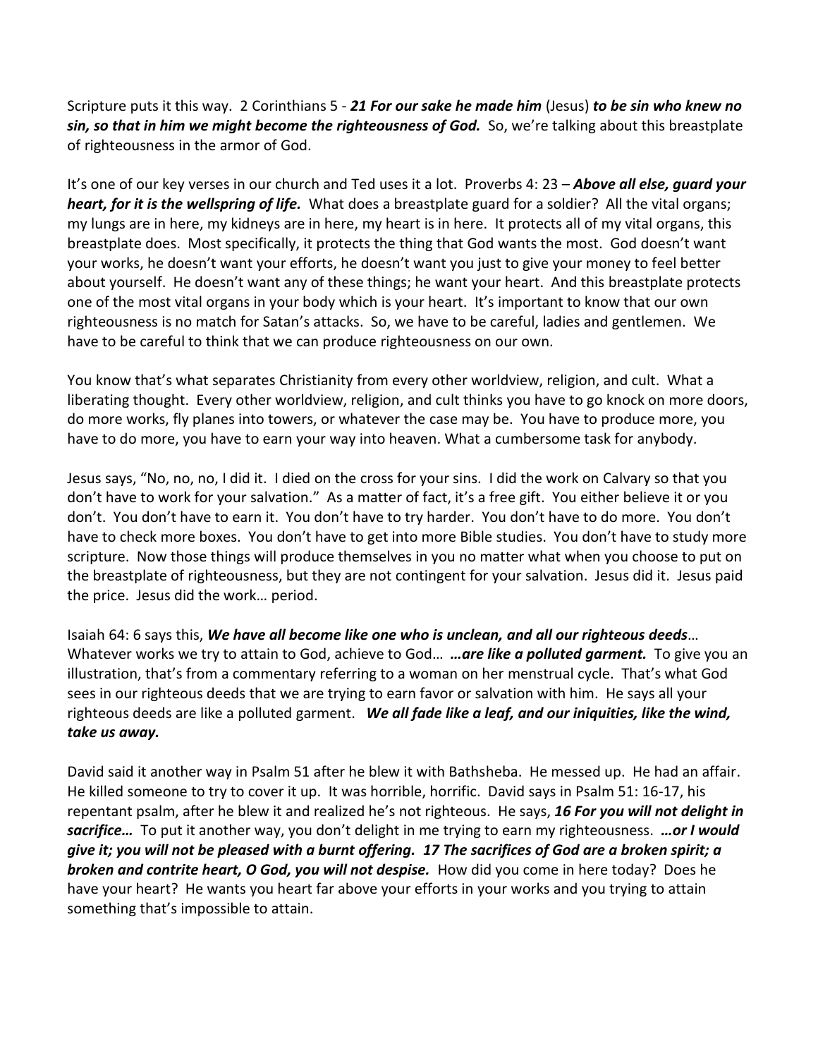Scripture puts it this way. 2 Corinthians 5 - ***21 For our sake he made him*** (Jesus) ***to be sin who knew no sin, so that in him we might become the righteousness of God.*** So, we're talking about this breastplate of righteousness in the armor of God.

It's one of our key verses in our church and Ted uses it a lot. Proverbs 4: 23 – ***Above all else, guard your heart, for it is the wellspring of life.*** What does a breastplate guard for a soldier? All the vital organs; my lungs are in here, my kidneys are in here, my heart is in here. It protects all of my vital organs, this breastplate does. Most specifically, it protects the thing that God wants the most. God doesn't want your works, he doesn't want your efforts, he doesn't want you just to give your money to feel better about yourself. He doesn't want any of these things; he want your heart. And this breastplate protects one of the most vital organs in your body which is your heart. It's important to know that our own righteousness is no match for Satan's attacks. So, we have to be careful, ladies and gentlemen. We have to be careful to think that we can produce righteousness on our own.

You know that's what separates Christianity from every other worldview, religion, and cult. What a liberating thought. Every other worldview, religion, and cult thinks you have to go knock on more doors, do more works, fly planes into towers, or whatever the case may be. You have to produce more, you have to do more, you have to earn your way into heaven. What a cumbersome task for anybody.

Jesus says, "No, no, no, I did it. I died on the cross for your sins. I did the work on Calvary so that you don't have to work for your salvation." As a matter of fact, it's a free gift. You either believe it or you don't. You don't have to earn it. You don't have to try harder. You don't have to do more. You don't have to check more boxes. You don't have to get into more Bible studies. You don't have to study more scripture. Now those things will produce themselves in you no matter what when you choose to put on the breastplate of righteousness, but they are not contingent for your salvation. Jesus did it. Jesus paid the price. Jesus did the work… period.

Isaiah 64: 6 says this, ***We have all become like one who is unclean, and all our righteous deeds***… Whatever works we try to attain to God, achieve to God… ***…are like a polluted garment.*** To give you an illustration, that's from a commentary referring to a woman on her menstrual cycle. That's what God sees in our righteous deeds that we are trying to earn favor or salvation with him. He says all your righteous deeds are like a polluted garment. ***We all fade like a leaf, and our iniquities, like the wind, take us away.***

David said it another way in Psalm 51 after he blew it with Bathsheba. He messed up. He had an affair. He killed someone to try to cover it up. It was horrible, horrific. David says in Psalm 51: 16-17, his repentant psalm, after he blew it and realized he's not righteous. He says, ***16 For you will not delight in sacrifice…*** To put it another way, you don't delight in me trying to earn my righteousness. ***…or I would give it; you will not be pleased with a burnt offering. 17 The sacrifices of God are a broken spirit; a broken and contrite heart, O God, you will not despise.*** How did you come in here today? Does he have your heart? He wants you heart far above your efforts in your works and you trying to attain something that's impossible to attain.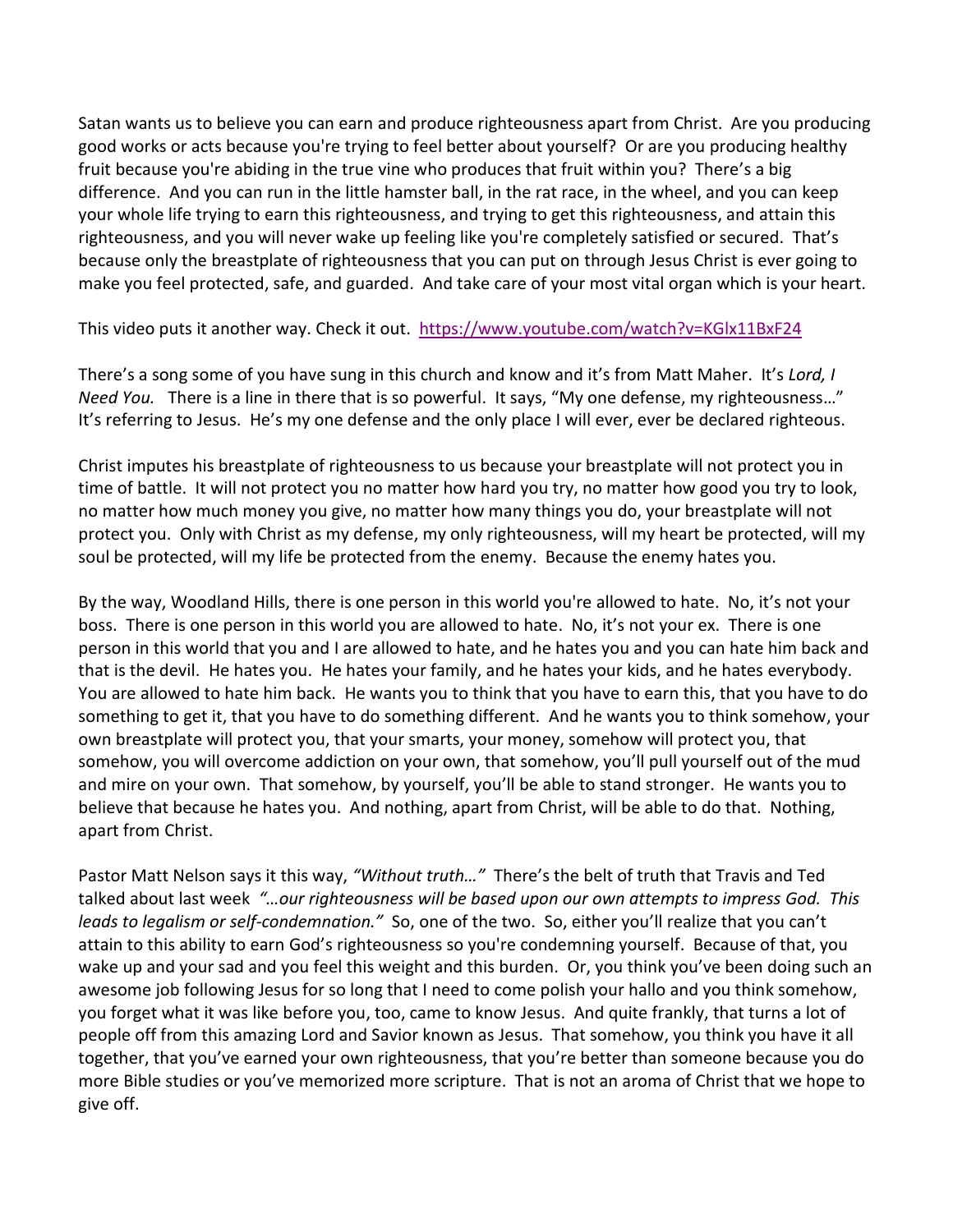Satan wants us to believe you can earn and produce righteousness apart from Christ. Are you producing good works or acts because you're trying to feel better about yourself? Or are you producing healthy fruit because you're abiding in the true vine who produces that fruit within you? There's a big difference. And you can run in the little hamster ball, in the rat race, in the wheel, and you can keep your whole life trying to earn this righteousness, and trying to get this righteousness, and attain this righteousness, and you will never wake up feeling like you're completely satisfied or secured. That's because only the breastplate of righteousness that you can put on through Jesus Christ is ever going to make you feel protected, safe, and guarded. And take care of your most vital organ which is your heart.

This video puts it another way. Check it out. https://www.youtube.com/watch?v=KGlx11BxF24

There's a song some of you have sung in this church and know and it's from Matt Maher. It's *Lord, I Need You.* There is a line in there that is so powerful. It says, "My one defense, my righteousness…" It's referring to Jesus. He's my one defense and the only place I will ever, ever be declared righteous.

Christ imputes his breastplate of righteousness to us because your breastplate will not protect you in time of battle. It will not protect you no matter how hard you try, no matter how good you try to look, no matter how much money you give, no matter how many things you do, your breastplate will not protect you. Only with Christ as my defense, my only righteousness, will my heart be protected, will my soul be protected, will my life be protected from the enemy. Because the enemy hates you.

By the way, Woodland Hills, there is one person in this world you're allowed to hate. No, it's not your boss. There is one person in this world you are allowed to hate. No, it's not your ex. There is one person in this world that you and I are allowed to hate, and he hates you and you can hate him back and that is the devil. He hates you. He hates your family, and he hates your kids, and he hates everybody. You are allowed to hate him back. He wants you to think that you have to earn this, that you have to do something to get it, that you have to do something different. And he wants you to think somehow, your own breastplate will protect you, that your smarts, your money, somehow will protect you, that somehow, you will overcome addiction on your own, that somehow, you'll pull yourself out of the mud and mire on your own. That somehow, by yourself, you'll be able to stand stronger. He wants you to believe that because he hates you. And nothing, apart from Christ, will be able to do that. Nothing, apart from Christ.

Pastor Matt Nelson says it this way, *"Without truth…"* There's the belt of truth that Travis and Ted talked about last week *"…our righteousness will be based upon our own attempts to impress God. This leads to legalism or self-condemnation."* So, one of the two. So, either you'll realize that you can't attain to this ability to earn God's righteousness so you're condemning yourself. Because of that, you wake up and your sad and you feel this weight and this burden. Or, you think you've been doing such an awesome job following Jesus for so long that I need to come polish your hallo and you think somehow, you forget what it was like before you, too, came to know Jesus. And quite frankly, that turns a lot of people off from this amazing Lord and Savior known as Jesus. That somehow, you think you have it all together, that you've earned your own righteousness, that you're better than someone because you do more Bible studies or you've memorized more scripture. That is not an aroma of Christ that we hope to give off.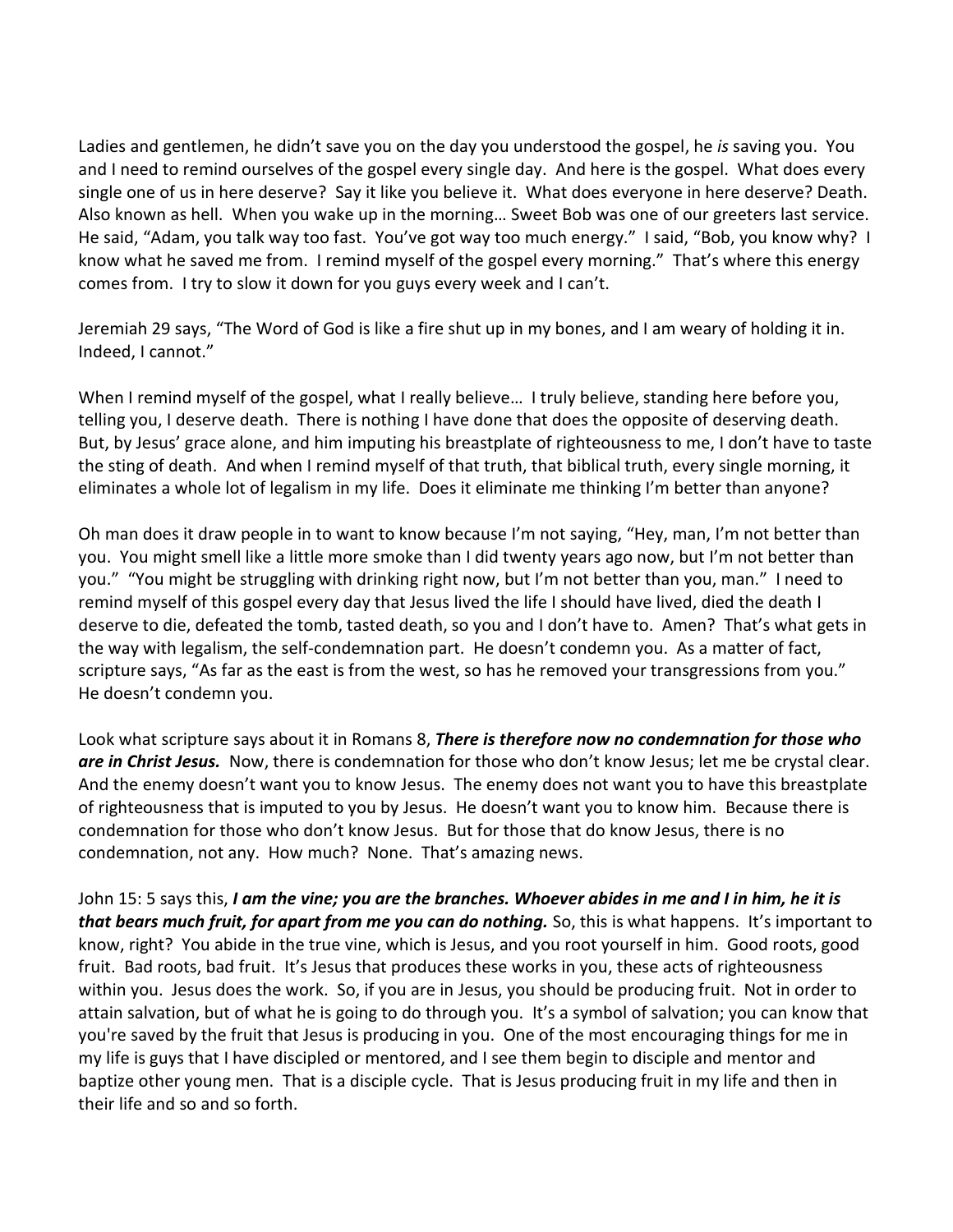Ladies and gentlemen, he didn't save you on the day you understood the gospel, he *is* saving you. You and I need to remind ourselves of the gospel every single day. And here is the gospel. What does every single one of us in here deserve? Say it like you believe it. What does everyone in here deserve? Death. Also known as hell. When you wake up in the morning… Sweet Bob was one of our greeters last service. He said, "Adam, you talk way too fast. You've got way too much energy." I said, "Bob, you know why? I know what he saved me from. I remind myself of the gospel every morning." That's where this energy comes from. I try to slow it down for you guys every week and I can't.

Jeremiah 29 says, "The Word of God is like a fire shut up in my bones, and I am weary of holding it in. Indeed, I cannot."

When I remind myself of the gospel, what I really believe… I truly believe, standing here before you, telling you, I deserve death. There is nothing I have done that does the opposite of deserving death. But, by Jesus' grace alone, and him imputing his breastplate of righteousness to me, I don't have to taste the sting of death. And when I remind myself of that truth, that biblical truth, every single morning, it eliminates a whole lot of legalism in my life. Does it eliminate me thinking I'm better than anyone?

Oh man does it draw people in to want to know because I'm not saying, "Hey, man, I'm not better than you. You might smell like a little more smoke than I did twenty years ago now, but I'm not better than you." "You might be struggling with drinking right now, but I'm not better than you, man." I need to remind myself of this gospel every day that Jesus lived the life I should have lived, died the death I deserve to die, defeated the tomb, tasted death, so you and I don't have to. Amen? That's what gets in the way with legalism, the self-condemnation part. He doesn't condemn you. As a matter of fact, scripture says, "As far as the east is from the west, so has he removed your transgressions from you." He doesn't condemn you.

Look what scripture says about it in Romans 8, ***There is therefore now no condemnation for those who are in Christ Jesus.*** Now, there is condemnation for those who don't know Jesus; let me be crystal clear. And the enemy doesn't want you to know Jesus. The enemy does not want you to have this breastplate of righteousness that is imputed to you by Jesus. He doesn't want you to know him. Because there is condemnation for those who don't know Jesus. But for those that do know Jesus, there is no condemnation, not any. How much? None. That's amazing news.

John 15: 5 says this, ***I am the vine; you are the branches. Whoever abides in me and I in him, he it is that bears much fruit, for apart from me you can do nothing.*** So, this is what happens. It's important to know, right? You abide in the true vine, which is Jesus, and you root yourself in him. Good roots, good fruit. Bad roots, bad fruit. It's Jesus that produces these works in you, these acts of righteousness within you. Jesus does the work. So, if you are in Jesus, you should be producing fruit. Not in order to attain salvation, but of what he is going to do through you. It's a symbol of salvation; you can know that you're saved by the fruit that Jesus is producing in you. One of the most encouraging things for me in my life is guys that I have discipled or mentored, and I see them begin to disciple and mentor and baptize other young men. That is a disciple cycle. That is Jesus producing fruit in my life and then in their life and so and so forth.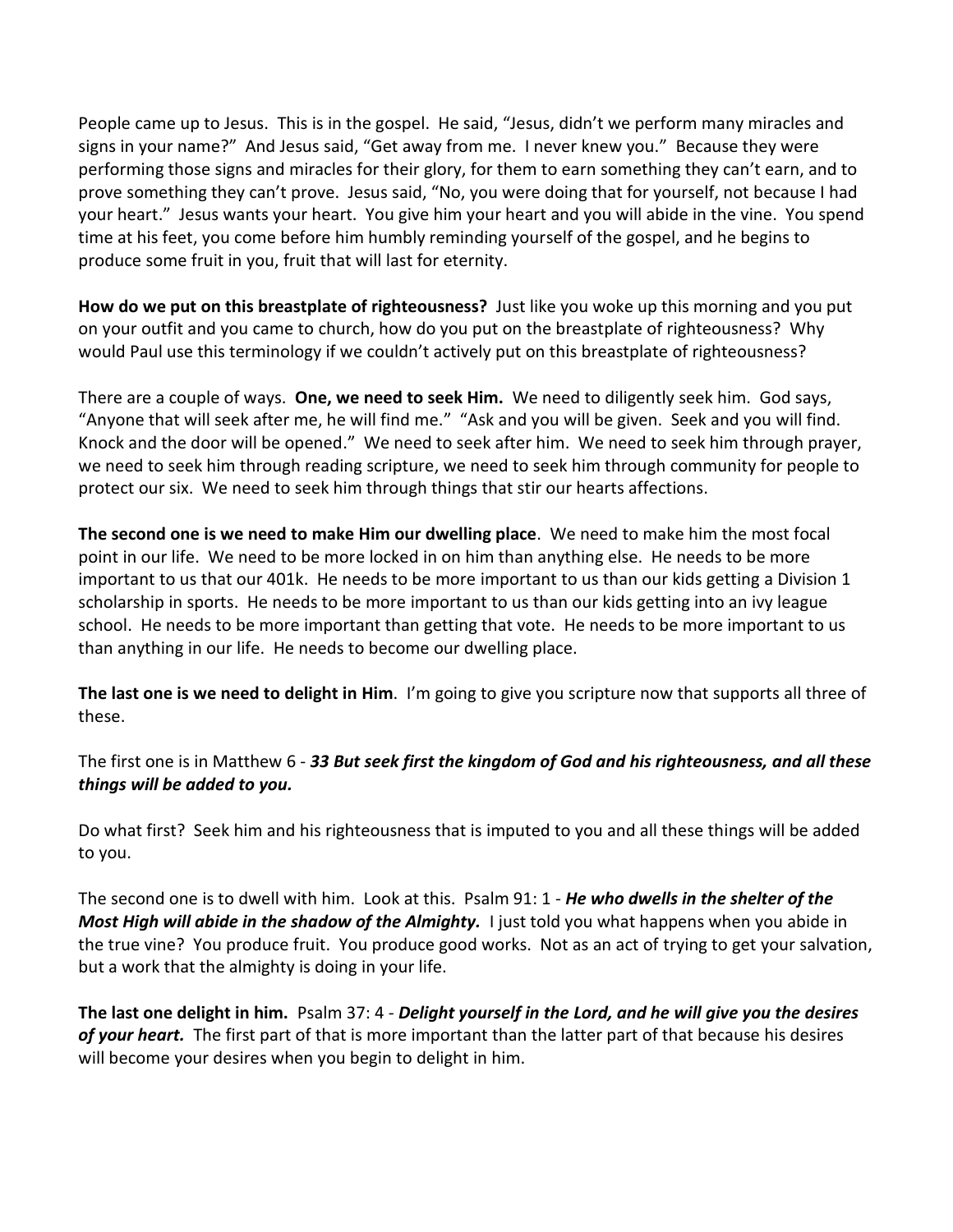People came up to Jesus. This is in the gospel. He said, "Jesus, didn't we perform many miracles and signs in your name?" And Jesus said, "Get away from me. I never knew you." Because they were performing those signs and miracles for their glory, for them to earn something they can't earn, and to prove something they can't prove. Jesus said, "No, you were doing that for yourself, not because I had your heart." Jesus wants your heart. You give him your heart and you will abide in the vine. You spend time at his feet, you come before him humbly reminding yourself of the gospel, and he begins to produce some fruit in you, fruit that will last for eternity.

**How do we put on this breastplate of righteousness?** Just like you woke up this morning and you put on your outfit and you came to church, how do you put on the breastplate of righteousness? Why would Paul use this terminology if we couldn't actively put on this breastplate of righteousness?

There are a couple of ways. **One, we need to seek Him.** We need to diligently seek him. God says, "Anyone that will seek after me, he will find me." "Ask and you will be given. Seek and you will find. Knock and the door will be opened." We need to seek after him. We need to seek him through prayer, we need to seek him through reading scripture, we need to seek him through community for people to protect our six. We need to seek him through things that stir our hearts affections.

**The second one is we need to make Him our dwelling place**. We need to make him the most focal point in our life. We need to be more locked in on him than anything else. He needs to be more important to us that our 401k. He needs to be more important to us than our kids getting a Division 1 scholarship in sports. He needs to be more important to us than our kids getting into an ivy league school. He needs to be more important than getting that vote. He needs to be more important to us than anything in our life. He needs to become our dwelling place.

**The last one is we need to delight in Him**. I'm going to give you scripture now that supports all three of these.

The first one is in Matthew 6 - ***33 But seek first the kingdom of God and his righteousness, and all these things will be added to you.***

Do what first? Seek him and his righteousness that is imputed to you and all these things will be added to you.

The second one is to dwell with him. Look at this. Psalm 91: 1 - ***He who dwells in the shelter of the Most High will abide in the shadow of the Almighty.*** I just told you what happens when you abide in the true vine? You produce fruit. You produce good works. Not as an act of trying to get your salvation, but a work that the almighty is doing in your life.

**The last one delight in him.** Psalm 37: 4 - ***Delight yourself in the Lord, and he will give you the desires of your heart.*** The first part of that is more important than the latter part of that because his desires will become your desires when you begin to delight in him.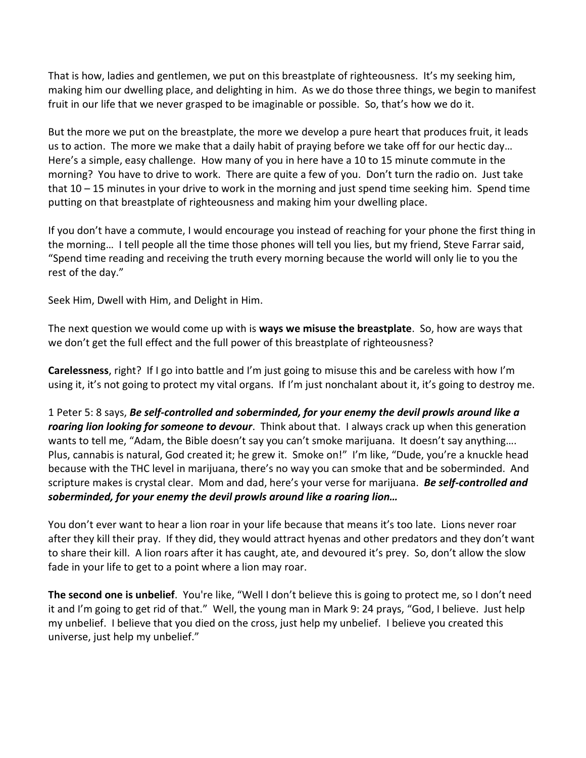That is how, ladies and gentlemen, we put on this breastplate of righteousness. It's my seeking him, making him our dwelling place, and delighting in him. As we do those three things, we begin to manifest fruit in our life that we never grasped to be imaginable or possible. So, that's how we do it.

But the more we put on the breastplate, the more we develop a pure heart that produces fruit, it leads us to action. The more we make that a daily habit of praying before we take off for our hectic day… Here's a simple, easy challenge. How many of you in here have a 10 to 15 minute commute in the morning? You have to drive to work. There are quite a few of you. Don't turn the radio on. Just take that 10 – 15 minutes in your drive to work in the morning and just spend time seeking him. Spend time putting on that breastplate of righteousness and making him your dwelling place.

If you don't have a commute, I would encourage you instead of reaching for your phone the first thing in the morning… I tell people all the time those phones will tell you lies, but my friend, Steve Farrar said, "Spend time reading and receiving the truth every morning because the world will only lie to you the rest of the day."

Seek Him, Dwell with Him, and Delight in Him.

The next question we would come up with is **ways we misuse the breastplate**. So, how are ways that we don't get the full effect and the full power of this breastplate of righteousness?

**Carelessness**, right? If I go into battle and I'm just going to misuse this and be careless with how I'm using it, it's not going to protect my vital organs. If I'm just nonchalant about it, it's going to destroy me.

1 Peter 5: 8 says, ***Be self-controlled and soberminded, for your enemy the devil prowls around like a roaring lion looking for someone to devour***. Think about that. I always crack up when this generation wants to tell me, "Adam, the Bible doesn't say you can't smoke marijuana. It doesn't say anything…. Plus, cannabis is natural, God created it; he grew it. Smoke on!" I'm like, "Dude, you're a knuckle head because with the THC level in marijuana, there's no way you can smoke that and be soberminded. And scripture makes is crystal clear. Mom and dad, here's your verse for marijuana. ***Be self-controlled and soberminded, for your enemy the devil prowls around like a roaring lion…***

You don't ever want to hear a lion roar in your life because that means it's too late. Lions never roar after they kill their pray. If they did, they would attract hyenas and other predators and they don't want to share their kill. A lion roars after it has caught, ate, and devoured it's prey. So, don't allow the slow fade in your life to get to a point where a lion may roar.

**The second one is unbelief**. You're like, "Well I don't believe this is going to protect me, so I don't need it and I'm going to get rid of that." Well, the young man in Mark 9: 24 prays, "God, I believe. Just help my unbelief. I believe that you died on the cross, just help my unbelief. I believe you created this universe, just help my unbelief."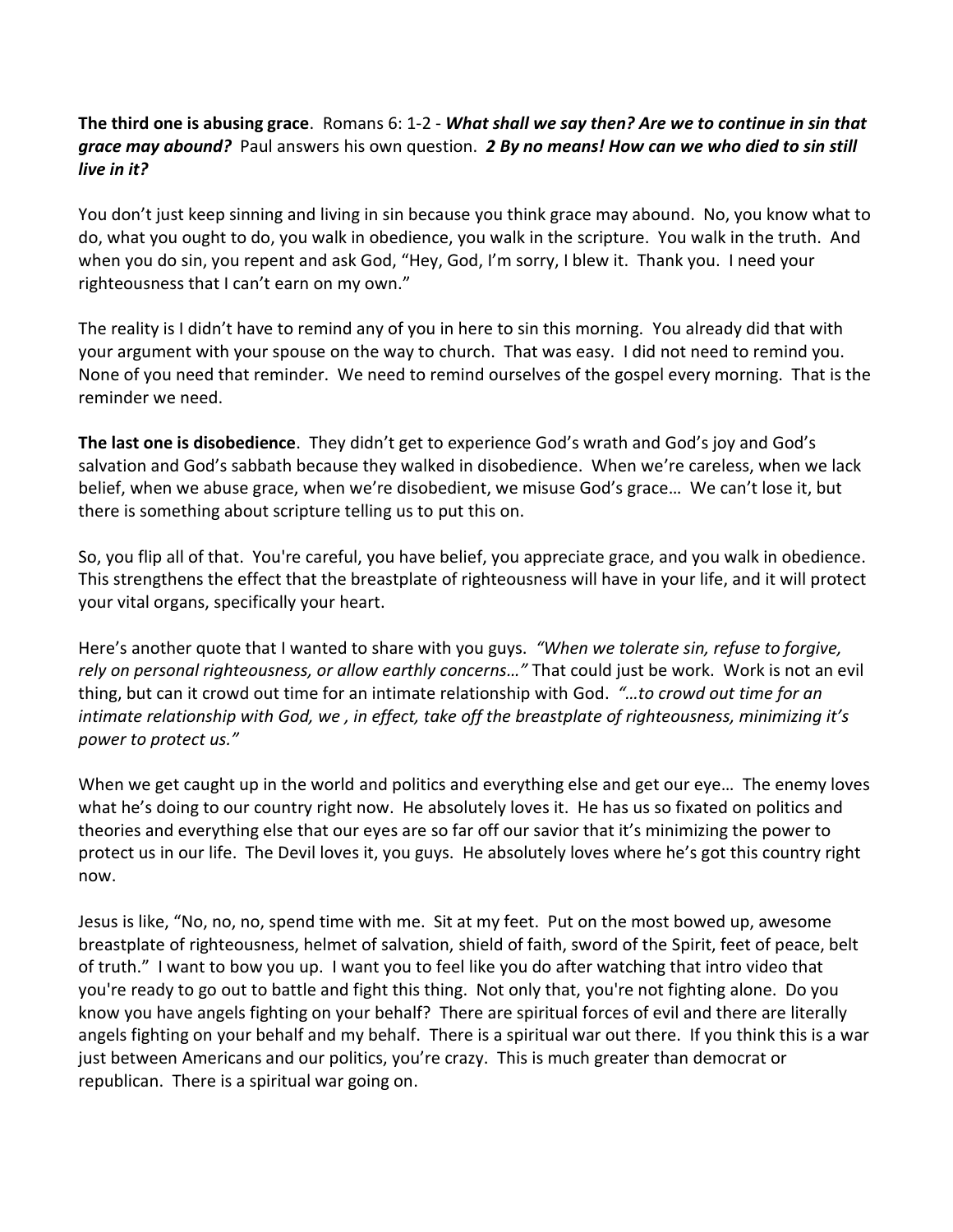**The third one is abusing grace**. Romans 6: 1-2 - ***What shall we say then? Are we to continue in sin that grace may abound?*** Paul answers his own question. ***2 By no means! How can we who died to sin still live in it?***

You don't just keep sinning and living in sin because you think grace may abound. No, you know what to do, what you ought to do, you walk in obedience, you walk in the scripture. You walk in the truth. And when you do sin, you repent and ask God, "Hey, God, I'm sorry, I blew it. Thank you. I need your righteousness that I can't earn on my own."

The reality is I didn't have to remind any of you in here to sin this morning. You already did that with your argument with your spouse on the way to church. That was easy. I did not need to remind you. None of you need that reminder. We need to remind ourselves of the gospel every morning. That is the reminder we need.

**The last one is disobedience**. They didn't get to experience God's wrath and God's joy and God's salvation and God's sabbath because they walked in disobedience. When we're careless, when we lack belief, when we abuse grace, when we're disobedient, we misuse God's grace… We can't lose it, but there is something about scripture telling us to put this on.

So, you flip all of that. You're careful, you have belief, you appreciate grace, and you walk in obedience. This strengthens the effect that the breastplate of righteousness will have in your life, and it will protect your vital organs, specifically your heart.

Here's another quote that I wanted to share with you guys. *"When we tolerate sin, refuse to forgive, rely on personal righteousness, or allow earthly concerns…"* That could just be work. Work is not an evil thing, but can it crowd out time for an intimate relationship with God. *"…to crowd out time for an intimate relationship with God, we , in effect, take off the breastplate of righteousness, minimizing it's power to protect us."*

When we get caught up in the world and politics and everything else and get our eye… The enemy loves what he's doing to our country right now. He absolutely loves it. He has us so fixated on politics and theories and everything else that our eyes are so far off our savior that it's minimizing the power to protect us in our life. The Devil loves it, you guys. He absolutely loves where he's got this country right now.

Jesus is like, "No, no, no, spend time with me. Sit at my feet. Put on the most bowed up, awesome breastplate of righteousness, helmet of salvation, shield of faith, sword of the Spirit, feet of peace, belt of truth." I want to bow you up. I want you to feel like you do after watching that intro video that you're ready to go out to battle and fight this thing. Not only that, you're not fighting alone. Do you know you have angels fighting on your behalf? There are spiritual forces of evil and there are literally angels fighting on your behalf and my behalf. There is a spiritual war out there. If you think this is a war just between Americans and our politics, you're crazy. This is much greater than democrat or republican. There is a spiritual war going on.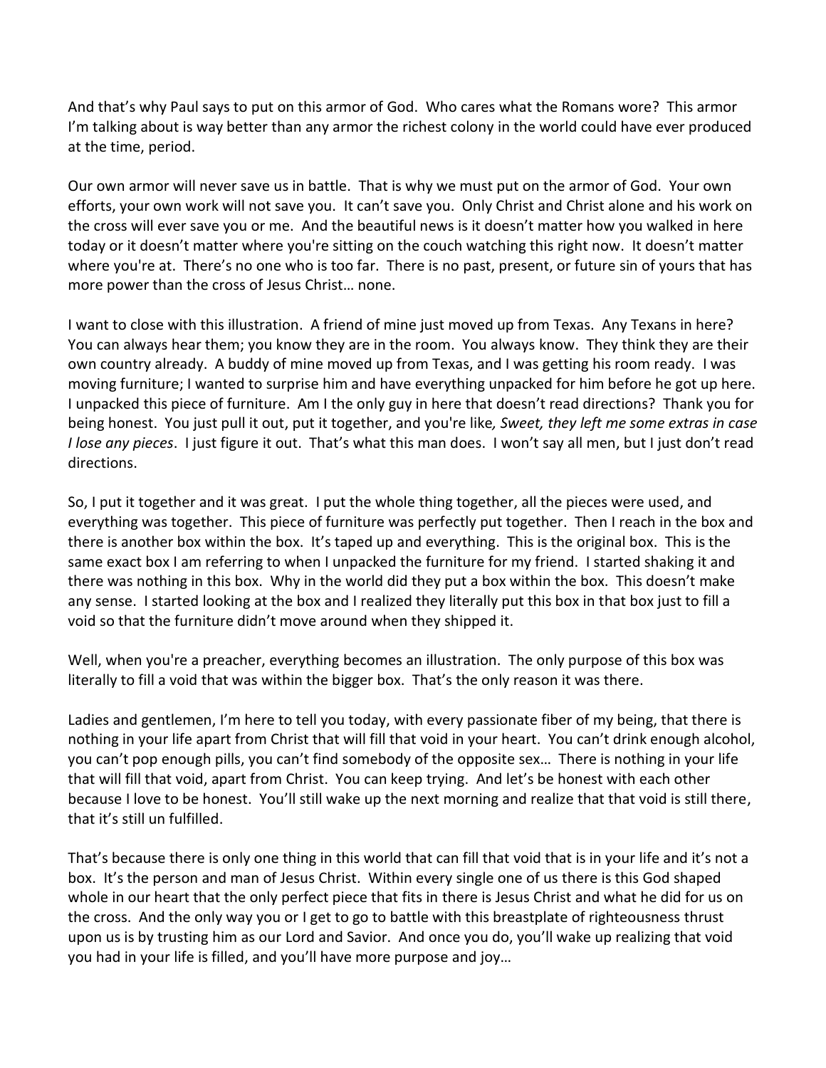And that's why Paul says to put on this armor of God. Who cares what the Romans wore? This armor I'm talking about is way better than any armor the richest colony in the world could have ever produced at the time, period.

Our own armor will never save us in battle. That is why we must put on the armor of God. Your own efforts, your own work will not save you. It can't save you. Only Christ and Christ alone and his work on the cross will ever save you or me. And the beautiful news is it doesn't matter how you walked in here today or it doesn't matter where you're sitting on the couch watching this right now. It doesn't matter where you're at. There's no one who is too far. There is no past, present, or future sin of yours that has more power than the cross of Jesus Christ… none.

I want to close with this illustration. A friend of mine just moved up from Texas. Any Texans in here? You can always hear them; you know they are in the room. You always know. They think they are their own country already. A buddy of mine moved up from Texas, and I was getting his room ready. I was moving furniture; I wanted to surprise him and have everything unpacked for him before he got up here. I unpacked this piece of furniture. Am I the only guy in here that doesn't read directions? Thank you for being honest. You just pull it out, put it together, and you're like*, Sweet, they left me some extras in case I lose any pieces*. I just figure it out. That's what this man does. I won't say all men, but I just don't read directions.

So, I put it together and it was great. I put the whole thing together, all the pieces were used, and everything was together. This piece of furniture was perfectly put together. Then I reach in the box and there is another box within the box. It's taped up and everything. This is the original box. This is the same exact box I am referring to when I unpacked the furniture for my friend. I started shaking it and there was nothing in this box. Why in the world did they put a box within the box. This doesn't make any sense. I started looking at the box and I realized they literally put this box in that box just to fill a void so that the furniture didn't move around when they shipped it.

Well, when you're a preacher, everything becomes an illustration. The only purpose of this box was literally to fill a void that was within the bigger box. That's the only reason it was there.

Ladies and gentlemen, I'm here to tell you today, with every passionate fiber of my being, that there is nothing in your life apart from Christ that will fill that void in your heart. You can't drink enough alcohol, you can't pop enough pills, you can't find somebody of the opposite sex… There is nothing in your life that will fill that void, apart from Christ. You can keep trying. And let's be honest with each other because I love to be honest. You'll still wake up the next morning and realize that that void is still there, that it's still un fulfilled.

That's because there is only one thing in this world that can fill that void that is in your life and it's not a box. It's the person and man of Jesus Christ. Within every single one of us there is this God shaped whole in our heart that the only perfect piece that fits in there is Jesus Christ and what he did for us on the cross. And the only way you or I get to go to battle with this breastplate of righteousness thrust upon us is by trusting him as our Lord and Savior. And once you do, you'll wake up realizing that void you had in your life is filled, and you'll have more purpose and joy…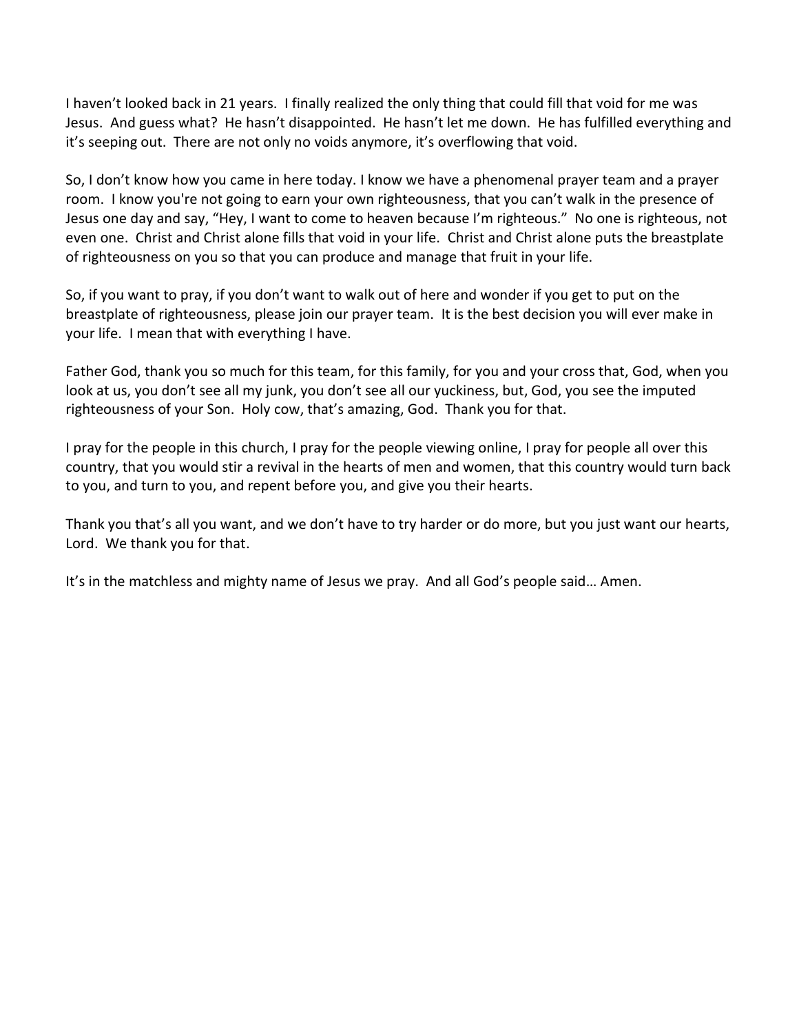I haven't looked back in 21 years. I finally realized the only thing that could fill that void for me was Jesus. And guess what? He hasn't disappointed. He hasn't let me down. He has fulfilled everything and it's seeping out. There are not only no voids anymore, it's overflowing that void.

So, I don't know how you came in here today. I know we have a phenomenal prayer team and a prayer room. I know you're not going to earn your own righteousness, that you can't walk in the presence of Jesus one day and say, "Hey, I want to come to heaven because I'm righteous." No one is righteous, not even one. Christ and Christ alone fills that void in your life. Christ and Christ alone puts the breastplate of righteousness on you so that you can produce and manage that fruit in your life.

So, if you want to pray, if you don't want to walk out of here and wonder if you get to put on the breastplate of righteousness, please join our prayer team. It is the best decision you will ever make in your life. I mean that with everything I have.

Father God, thank you so much for this team, for this family, for you and your cross that, God, when you look at us, you don't see all my junk, you don't see all our yuckiness, but, God, you see the imputed righteousness of your Son. Holy cow, that's amazing, God. Thank you for that.

I pray for the people in this church, I pray for the people viewing online, I pray for people all over this country, that you would stir a revival in the hearts of men and women, that this country would turn back to you, and turn to you, and repent before you, and give you their hearts.

Thank you that's all you want, and we don't have to try harder or do more, but you just want our hearts, Lord. We thank you for that.

It's in the matchless and mighty name of Jesus we pray. And all God's people said… Amen.